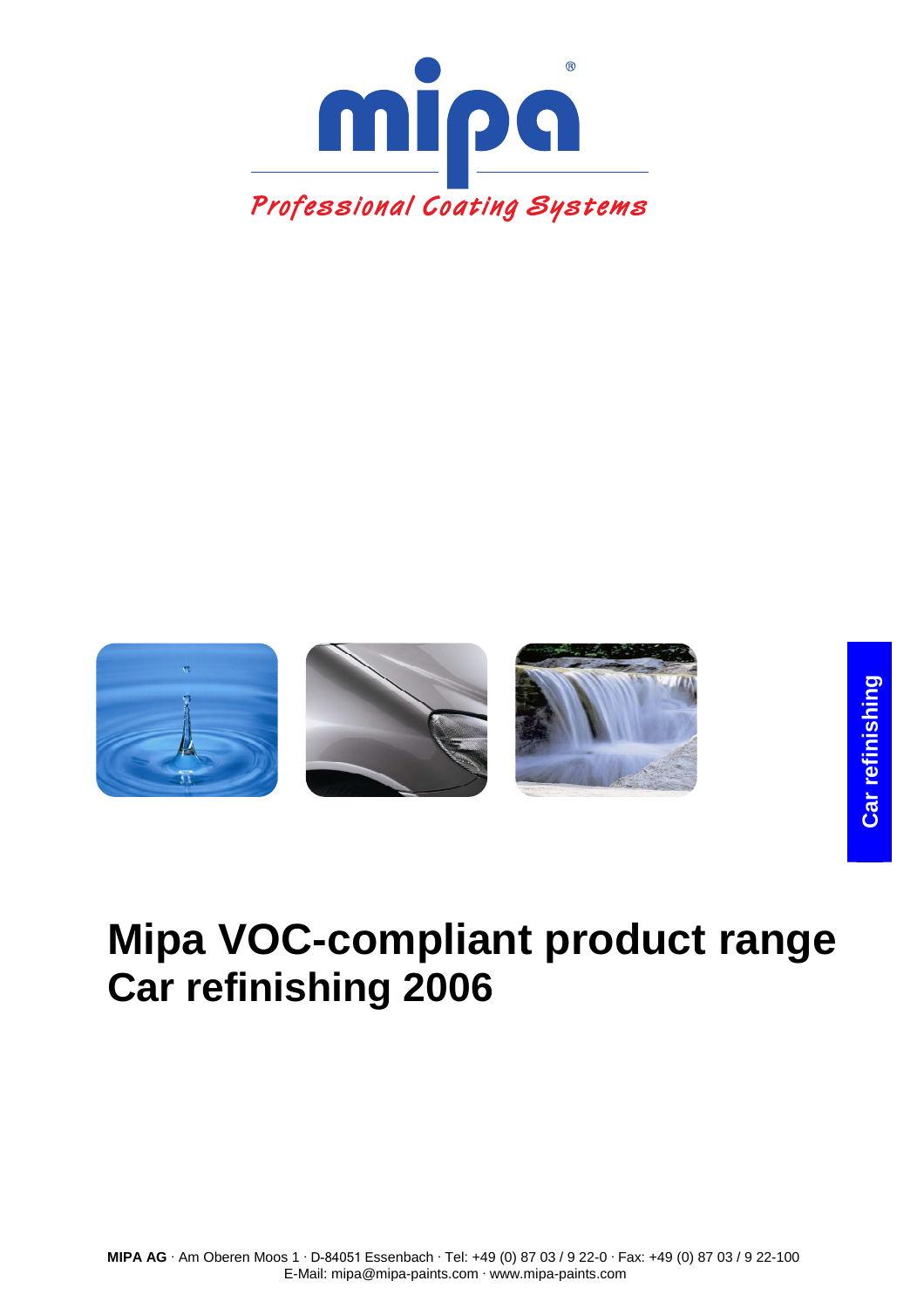mipa®

*Professional Coating Systems*

Car refinishing

# Mipa VOC-compliant product range
# Car refinishing 2006

**MIPA AG** · Am Oberen Moos 1 · D-84051 Essenbach · Tel: +49 (0) 87 03 / 9 22-0 · Fax: +49 (0) 87 03 / 9 22-100
E-Mail: mipa@mipa-paints.com · www.mipa-paints.com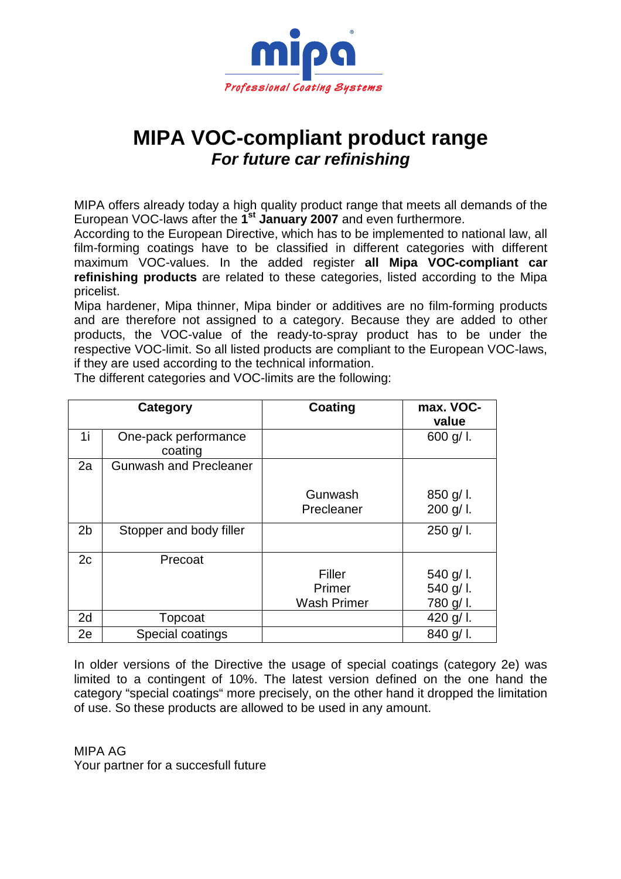mipa

*Professional Coating Systems*

# MIPA VOC-compliant product range

## *For future car refinishing*

MIPA offers already today a high quality product range that meets all demands of the European VOC-laws after the **1st January 2007** and even furthermore.
According to the European Directive, which has to be implemented to national law, all film-forming coatings have to be classified in different categories with different maximum VOC-values. In the added register **all Mipa VOC-compliant car refinishing products** are related to these categories, listed according to the Mipa pricelist.
Mipa hardener, Mipa thinner, Mipa binder or additives are no film-forming products and are therefore not assigned to a category. Because they are added to other products, the VOC-value of the ready-to-spray product has to be under the respective VOC-limit. So all listed products are compliant to the European VOC-laws, if they are used according to the technical information.
The different categories and VOC-limits are the following:

| Category | | Coating | max. VOC-value |
|---|---|---|---|
| 1i | One-pack performance coating | | 600 g/ l. |
| 2a | Gunwash and Precleaner | Gunwash<br>Precleaner | 850 g/ l.<br>200 g/ l. |
| 2b | Stopper and body filler | | 250 g/ l. |
| 2c | Precoat | Filler<br>Primer<br>Wash Primer | 540 g/ l.<br>540 g/ l.<br>780 g/ l. |
| 2d | Topcoat | | 420 g/ l. |
| 2e | Special coatings | | 840 g/ l. |

In older versions of the Directive the usage of special coatings (category 2e) was limited to a contingent of 10%. The latest version defined on the one hand the category "special coatings" more precisely, on the other hand it dropped the limitation of use. So these products are allowed to be used in any amount.

MIPA AG
Your partner for a succesfull future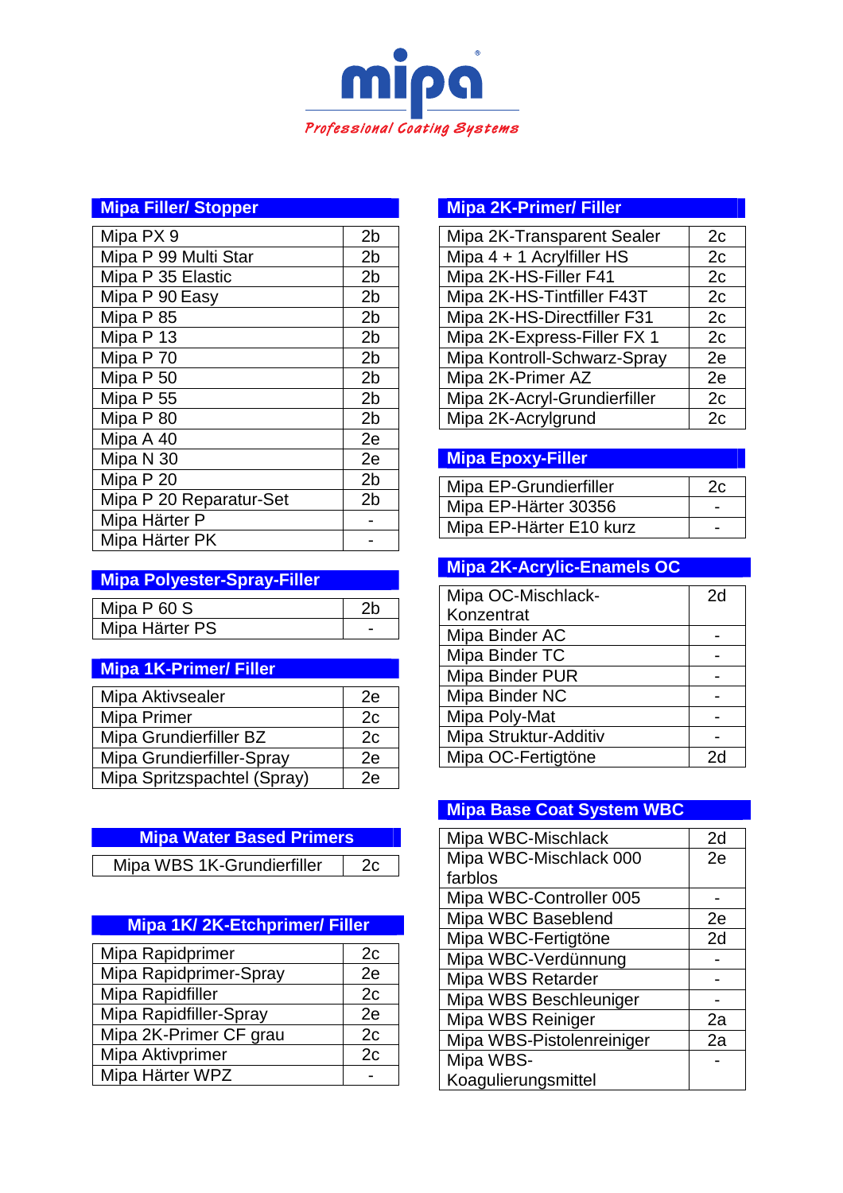**mipa**

*Professional Coating Systems*

## Mipa Filler/ Stopper

| Mipa Filler/ Stopper | |
|---|---|
| Mipa PX 9 | 2b |
| Mipa P 99 Multi Star | 2b |
| Mipa P 35 Elastic | 2b |
| Mipa P 90 Easy | 2b |
| Mipa P 85 | 2b |
| Mipa P 13 | 2b |
| Mipa P 70 | 2b |
| Mipa P 50 | 2b |
| Mipa P 55 | 2b |
| Mipa P 80 | 2b |
| Mipa A 40 | 2e |
| Mipa N 30 | 2e |
| Mipa P 20 | 2b |
| Mipa P 20 Reparatur-Set | 2b |
| Mipa Härter P | - |
| Mipa Härter PK | - |

## Mipa Polyester-Spray-Filler

| Mipa Polyester-Spray-Filler | |
|---|---|
| Mipa P 60 S | 2b |
| Mipa Härter PS | - |

## Mipa 1K-Primer/ Filler

| Mipa 1K-Primer/ Filler | |
|---|---|
| Mipa Aktivsealer | 2e |
| Mipa Primer | 2c |
| Mipa Grundierfiller BZ | 2c |
| Mipa Grundierfiller-Spray | 2e |
| Mipa Spritzspachtel (Spray) | 2e |

## Mipa Water Based Primers

| Mipa Water Based Primers | |
|---|---|
| Mipa WBS 1K-Grundierfiller | 2c |

## Mipa 1K/ 2K-Etchprimer/ Filler

| Mipa 1K/ 2K-Etchprimer/ Filler | |
|---|---|
| Mipa Rapidprimer | 2c |
| Mipa Rapidprimer-Spray | 2e |
| Mipa Rapidfiller | 2c |
| Mipa Rapidfiller-Spray | 2e |
| Mipa 2K-Primer CF grau | 2c |
| Mipa Aktivprimer | 2c |
| Mipa Härter WPZ | - |

## Mipa 2K-Primer/ Filler

| Mipa 2K-Primer/ Filler | |
|---|---|
| Mipa 2K-Transparent Sealer | 2c |
| Mipa 4 + 1 Acrylfiller HS | 2c |
| Mipa 2K-HS-Filler F41 | 2c |
| Mipa 2K-HS-Tintfiller F43T | 2c |
| Mipa 2K-HS-Directfiller F31 | 2c |
| Mipa 2K-Express-Filler FX 1 | 2c |
| Mipa Kontroll-Schwarz-Spray | 2e |
| Mipa 2K-Primer AZ | 2e |
| Mipa 2K-Acryl-Grundierfiller | 2c |
| Mipa 2K-Acrylgrund | 2c |

## Mipa Epoxy-Filler

| Mipa Epoxy-Filler | |
|---|---|
| Mipa EP-Grundierfiller | 2c |
| Mipa EP-Härter 30356 | - |
| Mipa EP-Härter E10 kurz | - |

## Mipa 2K-Acrylic-Enamels OC

| Mipa 2K-Acrylic-Enamels OC | |
|---|---|
| Mipa OC-Mischlack-Konzentrat | 2d |
| Mipa Binder AC | - |
| Mipa Binder TC | - |
| Mipa Binder PUR | - |
| Mipa Binder NC | - |
| Mipa Poly-Mat | - |
| Mipa Struktur-Additiv | - |
| Mipa OC-Fertigtöne | 2d |

## Mipa Base Coat System WBC

| Mipa Base Coat System WBC | |
|---|---|
| Mipa WBC-Mischlack | 2d |
| Mipa WBC-Mischlack 000 farblos | 2e |
| Mipa WBC-Controller 005 | - |
| Mipa WBC Baseblend | 2e |
| Mipa WBC-Fertigtöne | 2d |
| Mipa WBC-Verdünnung | - |
| Mipa WBS Retarder | - |
| Mipa WBS Beschleuniger | - |
| Mipa WBS Reiniger | 2a |
| Mipa WBS-Pistolenreiniger | 2a |
| Mipa WBS-Koagulierungsmittel | - |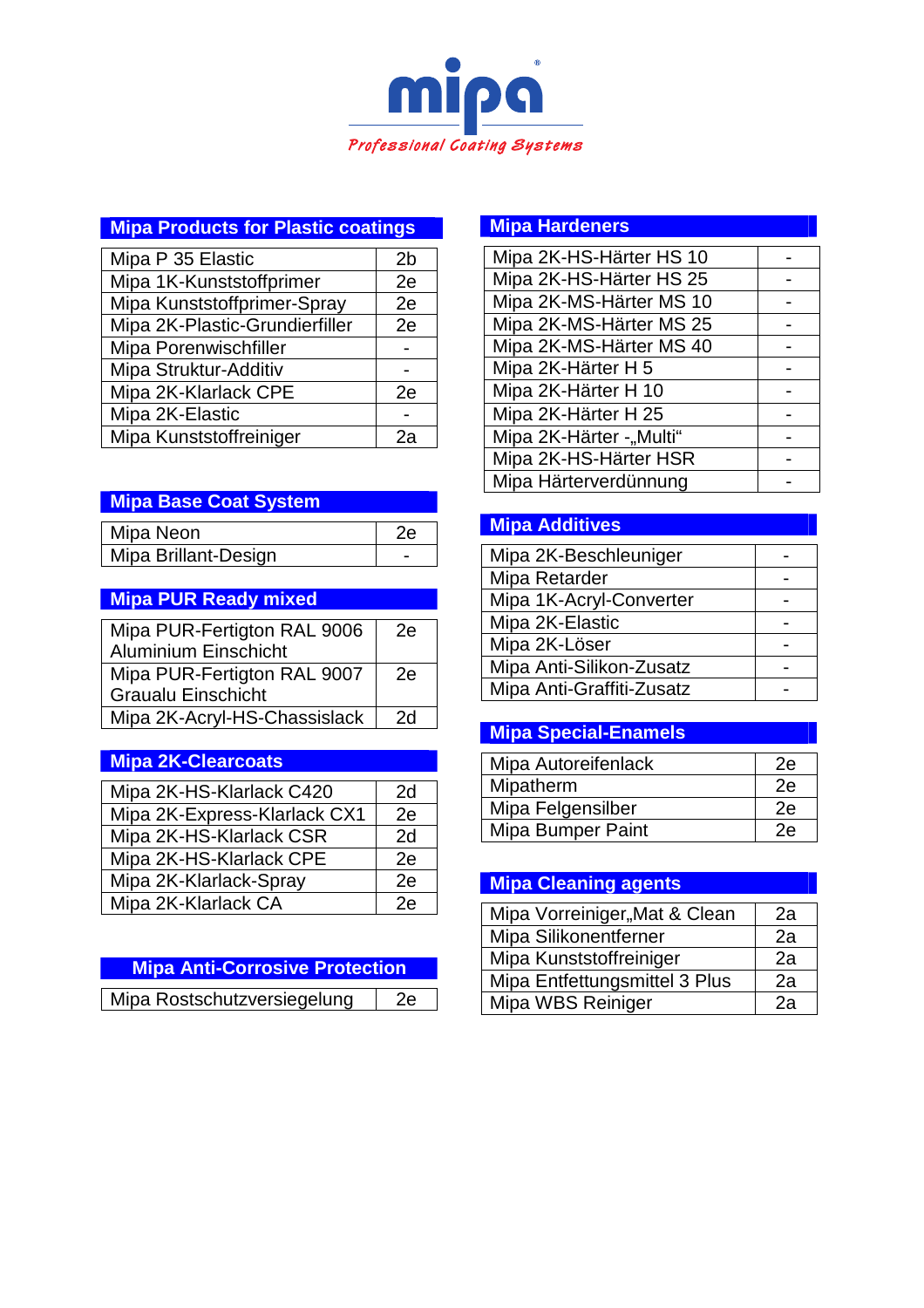**mipa**

*Professional Coating Systems*

## Mipa Products for Plastic coatings

| Product | |
|---|---|
| Mipa P 35 Elastic | 2b |
| Mipa 1K-Kunststoffprimer | 2e |
| Mipa Kunststoffprimer-Spray | 2e |
| Mipa 2K-Plastic-Grundierfiller | 2e |
| Mipa Porenwischfiller | - |
| Mipa Struktur-Additiv | - |
| Mipa 2K-Klarlack CPE | 2e |
| Mipa 2K-Elastic | - |
| Mipa Kunststoffreiniger | 2a |

## Mipa Base Coat System

| Product | |
|---|---|
| Mipa Neon | 2e |
| Mipa Brillant-Design | - |

## Mipa PUR Ready mixed

| Product | |
|---|---|
| Mipa PUR-Fertigton RAL 9006 Aluminium Einschicht | 2e |
| Mipa PUR-Fertigton RAL 9007 Graualu Einschicht | 2e |
| Mipa 2K-Acryl-HS-Chassislack | 2d |

## Mipa 2K-Clearcoats

| Product | |
|---|---|
| Mipa 2K-HS-Klarlack C420 | 2d |
| Mipa 2K-Express-Klarlack CX1 | 2e |
| Mipa 2K-HS-Klarlack CSR | 2d |
| Mipa 2K-HS-Klarlack CPE | 2e |
| Mipa 2K-Klarlack-Spray | 2e |
| Mipa 2K-Klarlack CA | 2e |

## Mipa Anti-Corrosive Protection

| Product | |
|---|---|
| Mipa Rostschutzversiegelung | 2e |

## Mipa Hardeners

| Product | |
|---|---|
| Mipa 2K-HS-Härter HS 10 | - |
| Mipa 2K-HS-Härter HS 25 | - |
| Mipa 2K-MS-Härter MS 10 | - |
| Mipa 2K-MS-Härter MS 25 | - |
| Mipa 2K-MS-Härter MS 40 | - |
| Mipa 2K-Härter H 5 | - |
| Mipa 2K-Härter H 10 | - |
| Mipa 2K-Härter H 25 | - |
| Mipa 2K-Härter -„Multi" | - |
| Mipa 2K-HS-Härter HSR | - |
| Mipa Härterverdünnung | - |

## Mipa Additives

| Product | |
|---|---|
| Mipa 2K-Beschleuniger | - |
| Mipa Retarder | - |
| Mipa 1K-Acryl-Converter | - |
| Mipa 2K-Elastic | - |
| Mipa 2K-Löser | - |
| Mipa Anti-Silikon-Zusatz | - |
| Mipa Anti-Graffiti-Zusatz | - |

## Mipa Special-Enamels

| Product | |
|---|---|
| Mipa Autoreifenlack | 2e |
| Mipatherm | 2e |
| Mipa Felgensilber | 2e |
| Mipa Bumper Paint | 2e |

## Mipa Cleaning agents

| Product | |
|---|---|
| Mipa Vorreiniger„Mat & Clean | 2a |
| Mipa Silikonentferner | 2a |
| Mipa Kunststoffreiniger | 2a |
| Mipa Entfettungsmittel 3 Plus | 2a |
| Mipa WBS Reiniger | 2a |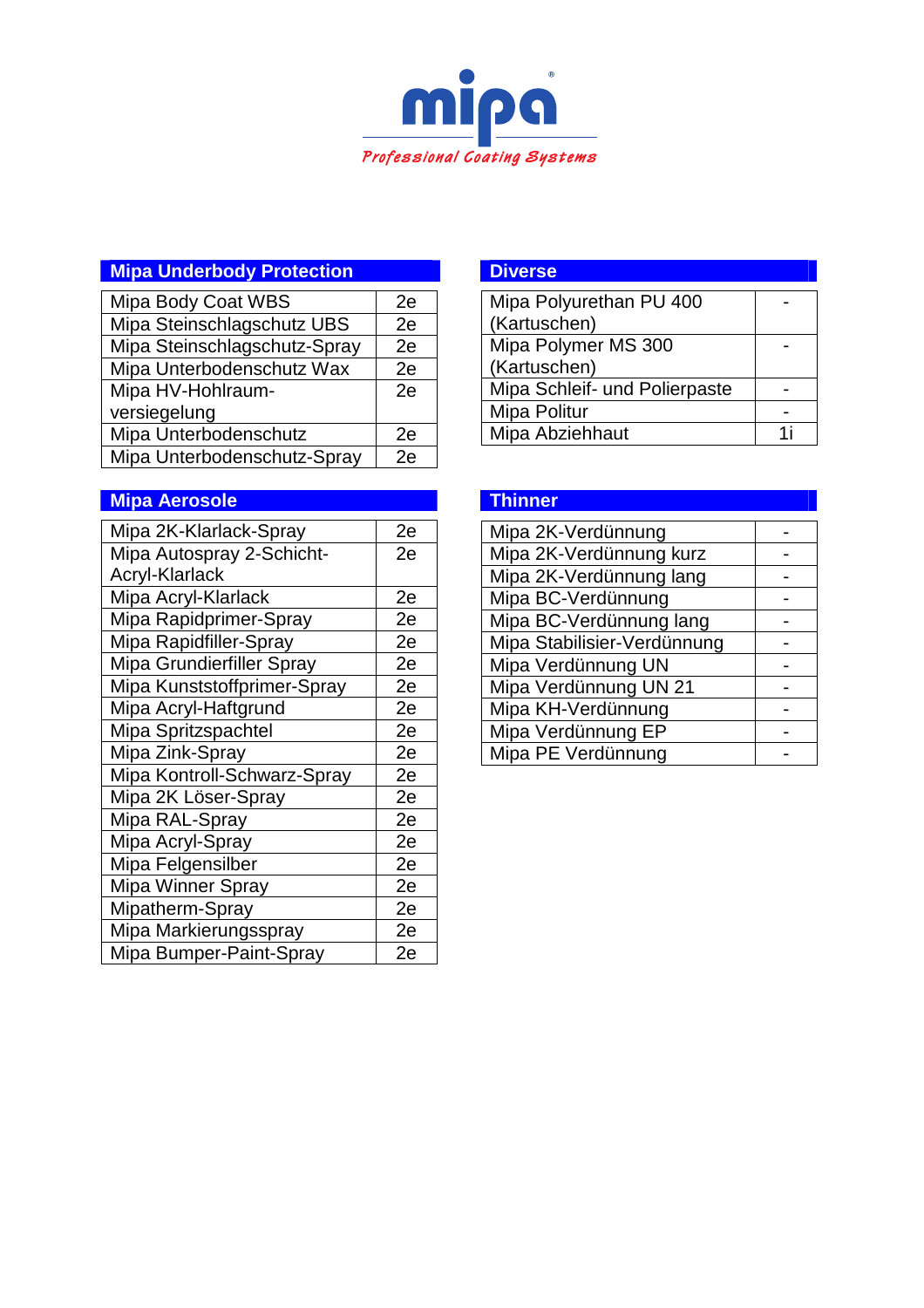mipa®

*Professional Coating Systems*

## Mipa Underbody Protection

| | |
|---|---|
| Mipa Body Coat WBS | 2e |
| Mipa Steinschlagschutz UBS | 2e |
| Mipa Steinschlagschutz-Spray | 2e |
| Mipa Unterbodenschutz Wax | 2e |
| Mipa HV-Hohlraum-versiegelung | 2e |
| Mipa Unterbodenschutz | 2e |
| Mipa Unterbodenschutz-Spray | 2e |

## Mipa Aerosole

| | |
|---|---|
| Mipa 2K-Klarlack-Spray | 2e |
| Mipa Autospray 2-Schicht-Acryl-Klarlack | 2e |
| Mipa Acryl-Klarlack | 2e |
| Mipa Rapidprimer-Spray | 2e |
| Mipa Rapidfiller-Spray | 2e |
| Mipa Grundierfiller Spray | 2e |
| Mipa Kunststoffprimer-Spray | 2e |
| Mipa Acryl-Haftgrund | 2e |
| Mipa Spritzspachtel | 2e |
| Mipa Zink-Spray | 2e |
| Mipa Kontroll-Schwarz-Spray | 2e |
| Mipa 2K Löser-Spray | 2e |
| Mipa RAL-Spray | 2e |
| Mipa Acryl-Spray | 2e |
| Mipa Felgensilber | 2e |
| Mipa Winner Spray | 2e |
| Mipatherm-Spray | 2e |
| Mipa Markierungsspray | 2e |
| Mipa Bumper-Paint-Spray | 2e |

## Diverse

| | |
|---|---|
| Mipa Polyurethan PU 400 (Kartuschen) | - |
| Mipa Polymer MS 300 (Kartuschen) | - |
| Mipa Schleif- und Polierpaste | - |
| Mipa Politur | - |
| Mipa Abziehhaut | 1i |

## Thinner

| | |
|---|---|
| Mipa 2K-Verdünnung | - |
| Mipa 2K-Verdünnung kurz | - |
| Mipa 2K-Verdünnung lang | - |
| Mipa BC-Verdünnung | - |
| Mipa BC-Verdünnung lang | - |
| Mipa Stabilisier-Verdünnung | - |
| Mipa Verdünnung UN | - |
| Mipa Verdünnung UN 21 | - |
| Mipa KH-Verdünnung | - |
| Mipa Verdünnung EP | - |
| Mipa PE Verdünnung | - |